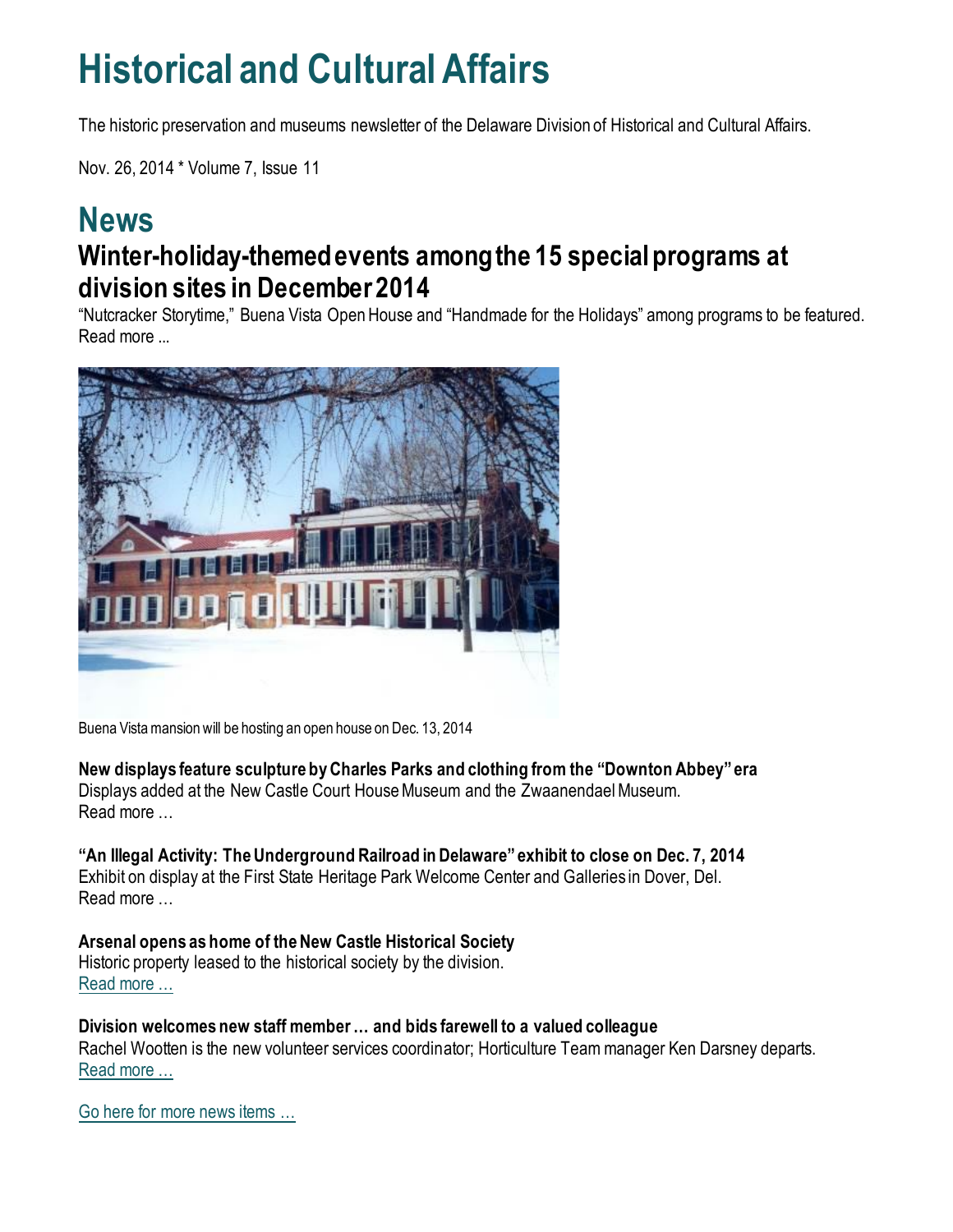# Historical and Cultural Affairs

The historic preservation and museums newsletter of the Delaware Division of Historical and Cultural Affairs.

Nov. 26, 2014 * Volume 7, Issue 11

## News

### Winter-holiday-themed events among the 15 special programs at division sites in December 2014

"Nutcracker Storytime," Buena Vista Open House and "Handmade for the Holidays" among programs to be featured.
Read more ...

Buena Vista mansion will be hosting an open house on Dec. 13, 2014

**New displays feature sculpture by Charles Parks and clothing from the "Downton Abbey" era**
Displays added at the New Castle Court House Museum and the Zwaanendael Museum.
Read more …

**"An Illegal Activity: The Underground Railroad in Delaware" exhibit to close on Dec. 7, 2014**
Exhibit on display at the First State Heritage Park Welcome Center and Galleries in Dover, Del.
Read more …

**Arsenal opens as home of the New Castle Historical Society**
Historic property leased to the historical society by the division.
Read more …

**Division welcomes new staff member … and bids farewell to a valued colleague**
Rachel Wootten is the new volunteer services coordinator; Horticulture Team manager Ken Darsney departs.
Read more …

Go here for more news items …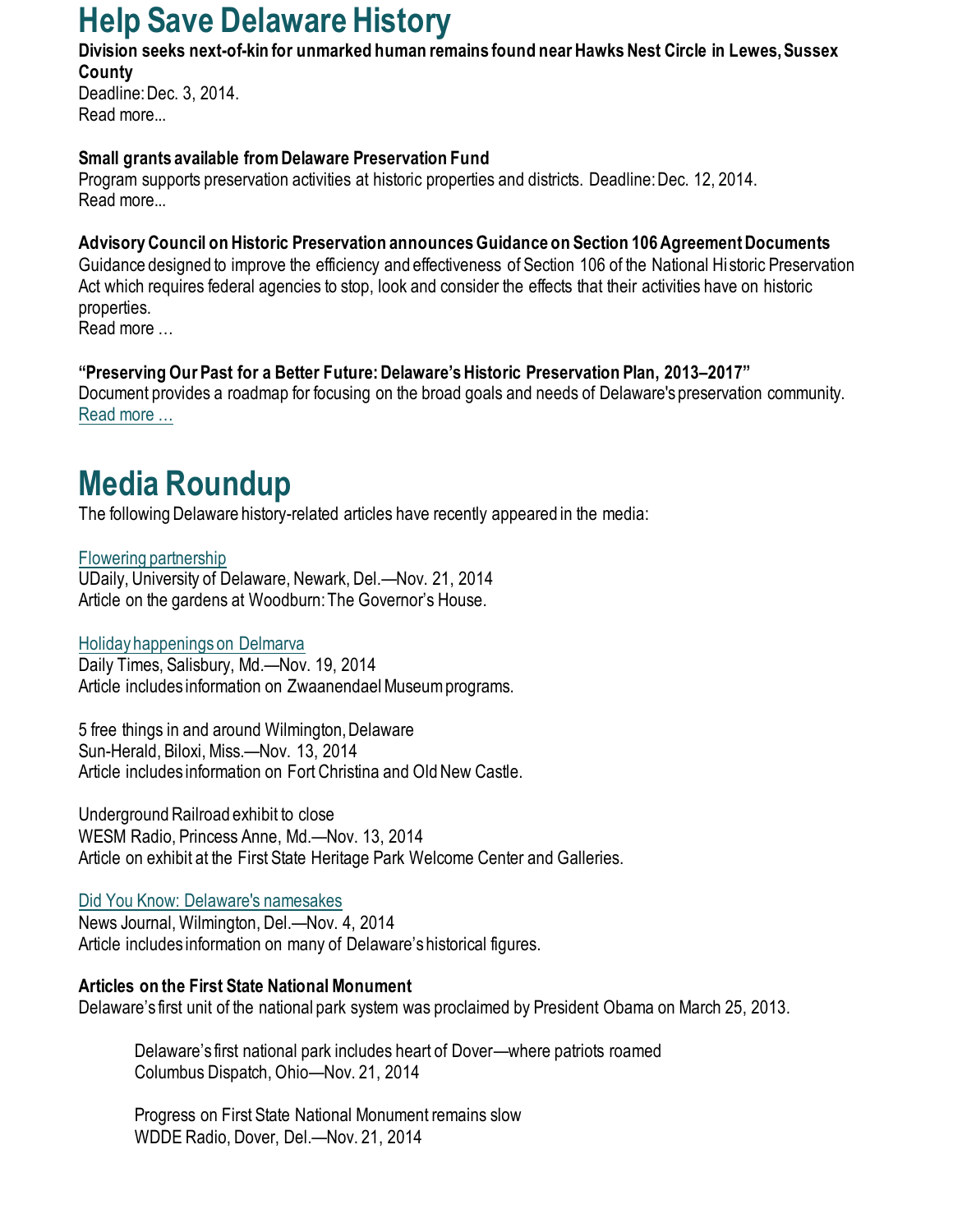# Help Save Delaware History

**Division seeks next-of-kin for unmarked human remains found near Hawks Nest Circle in Lewes, Sussex County**
Deadline: Dec. 3, 2014.
Read more...

**Small grants available from Delaware Preservation Fund**
Program supports preservation activities at historic properties and districts. Deadline: Dec. 12, 2014.
Read more...

**Advisory Council on Historic Preservation announces Guidance on Section 106 Agreement Documents**
Guidance designed to improve the efficiency and effectiveness of Section 106 of the National Historic Preservation Act which requires federal agencies to stop, look and consider the effects that their activities have on historic properties.
Read more …

**"Preserving Our Past for a Better Future: Delaware's Historic Preservation Plan, 2013–2017"**
Document provides a roadmap for focusing on the broad goals and needs of Delaware's preservation community.
Read more …

# Media Roundup

The following Delaware history-related articles have recently appeared in the media:

Flowering partnership
UDaily, University of Delaware, Newark, Del.—Nov. 21, 2014
Article on the gardens at Woodburn: The Governor's House.

Holiday happenings on Delmarva
Daily Times, Salisbury, Md.—Nov. 19, 2014
Article includes information on Zwaanendael Museum programs.

5 free things in and around Wilmington, Delaware
Sun-Herald, Biloxi, Miss.—Nov. 13, 2014
Article includes information on Fort Christina and Old New Castle.

Underground Railroad exhibit to close
WESM Radio, Princess Anne, Md.—Nov. 13, 2014
Article on exhibit at the First State Heritage Park Welcome Center and Galleries.

Did You Know: Delaware's namesakes
News Journal, Wilmington, Del.—Nov. 4, 2014
Article includes information on many of Delaware's historical figures.

**Articles on the First State National Monument**
Delaware's first unit of the national park system was proclaimed by President Obama on March 25, 2013.

> Delaware's first national park includes heart of Dover—where patriots roamed
> Columbus Dispatch, Ohio—Nov. 21, 2014
>
> Progress on First State National Monument remains slow
> WDDE Radio, Dover, Del.—Nov. 21, 2014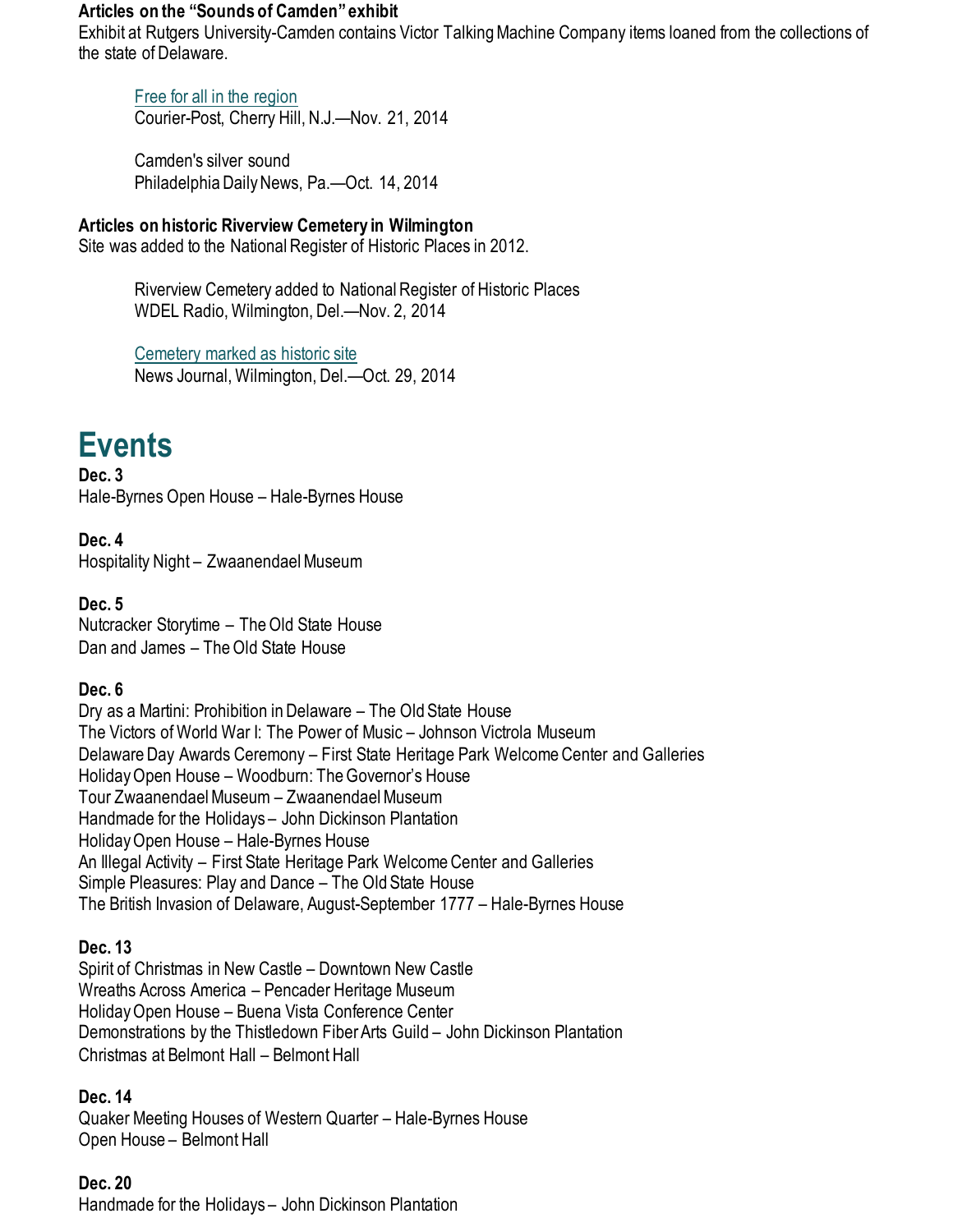**Articles on the "Sounds of Camden" exhibit**
Exhibit at Rutgers University-Camden contains Victor Talking Machine Company items loaned from the collections of the state of Delaware.

> Free for all in the region
> Courier-Post, Cherry Hill, N.J.—Nov. 21, 2014
>
> Camden's silver sound
> Philadelphia Daily News, Pa.—Oct. 14, 2014

**Articles on historic Riverview Cemetery in Wilmington**
Site was added to the National Register of Historic Places in 2012.

> Riverview Cemetery added to National Register of Historic Places
> WDEL Radio, Wilmington, Del.—Nov. 2, 2014
>
> Cemetery marked as historic site
> News Journal, Wilmington, Del.—Oct. 29, 2014

# Events

**Dec. 3**
Hale-Byrnes Open House – Hale-Byrnes House

**Dec. 4**
Hospitality Night – Zwaanendael Museum

**Dec. 5**
Nutcracker Storytime – The Old State House
Dan and James – The Old State House

**Dec. 6**
Dry as a Martini: Prohibition in Delaware – The Old State House
The Victors of World War I: The Power of Music – Johnson Victrola Museum
Delaware Day Awards Ceremony – First State Heritage Park Welcome Center and Galleries
Holiday Open House – Woodburn: The Governor's House
Tour Zwaanendael Museum – Zwaanendael Museum
Handmade for the Holidays – John Dickinson Plantation
Holiday Open House – Hale-Byrnes House
An Illegal Activity – First State Heritage Park Welcome Center and Galleries
Simple Pleasures: Play and Dance – The Old State House
The British Invasion of Delaware, August-September 1777 – Hale-Byrnes House

**Dec. 13**
Spirit of Christmas in New Castle – Downtown New Castle
Wreaths Across America – Pencader Heritage Museum
Holiday Open House – Buena Vista Conference Center
Demonstrations by the Thistledown Fiber Arts Guild – John Dickinson Plantation
Christmas at Belmont Hall – Belmont Hall

**Dec. 14**
Quaker Meeting Houses of Western Quarter – Hale-Byrnes House
Open House – Belmont Hall

**Dec. 20**
Handmade for the Holidays – John Dickinson Plantation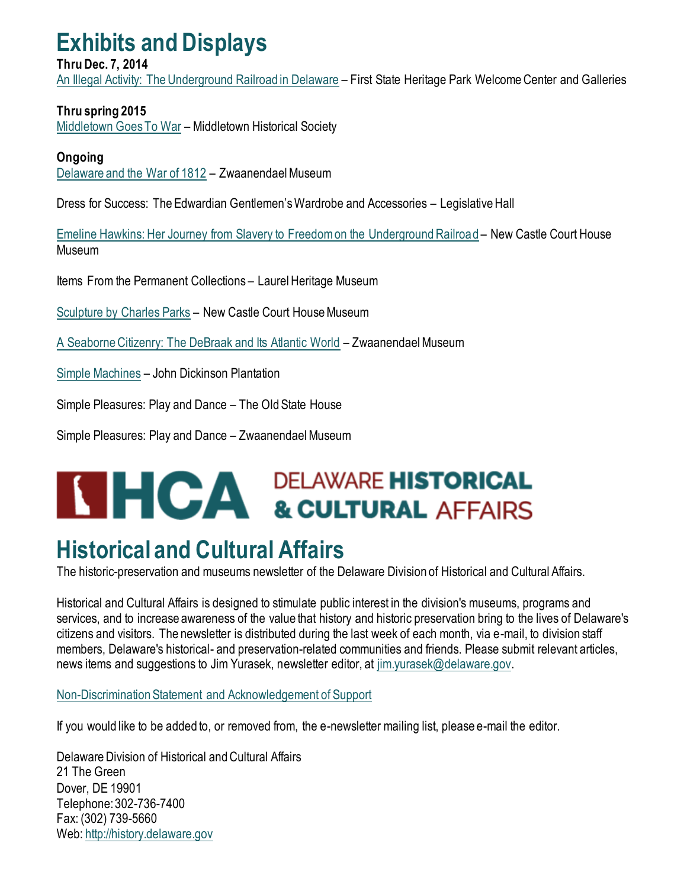# Exhibits and Displays

**Thru Dec. 7, 2014**

An Illegal Activity: The Underground Railroad in Delaware – First State Heritage Park Welcome Center and Galleries

**Thru spring 2015**

Middletown Goes To War – Middletown Historical Society

**Ongoing**

Delaware and the War of 1812 – Zwaanendael Museum

Dress for Success: The Edwardian Gentlemen's Wardrobe and Accessories – Legislative Hall

Emeline Hawkins: Her Journey from Slavery to Freedom on the Underground Railroad – New Castle Court House Museum

Items From the Permanent Collections – Laurel Heritage Museum

Sculpture by Charles Parks – New Castle Court House Museum

A Seaborne Citizenry: The DeBraak and Its Atlantic World – Zwaanendael Museum

Simple Machines – John Dickinson Plantation

Simple Pleasures: Play and Dance – The Old State House

Simple Pleasures: Play and Dance – Zwaanendael Museum

HCA DELAWARE HISTORICAL & CULTURAL AFFAIRS

# Historical and Cultural Affairs

The historic-preservation and museums newsletter of the Delaware Division of Historical and Cultural Affairs.

Historical and Cultural Affairs is designed to stimulate public interest in the division's museums, programs and services, and to increase awareness of the value that history and historic preservation bring to the lives of Delaware's citizens and visitors. The newsletter is distributed during the last week of each month, via e-mail, to division staff members, Delaware's historical- and preservation-related communities and friends. Please submit relevant articles, news items and suggestions to Jim Yurasek, newsletter editor, at jim.yurasek@delaware.gov.

Non-Discrimination Statement and Acknowledgement of Support

If you would like to be added to, or removed from, the e-newsletter mailing list, please e-mail the editor.

Delaware Division of Historical and Cultural Affairs
21 The Green
Dover, DE 19901
Telephone: 302-736-7400
Fax: (302) 739-5660
Web: http://history.delaware.gov